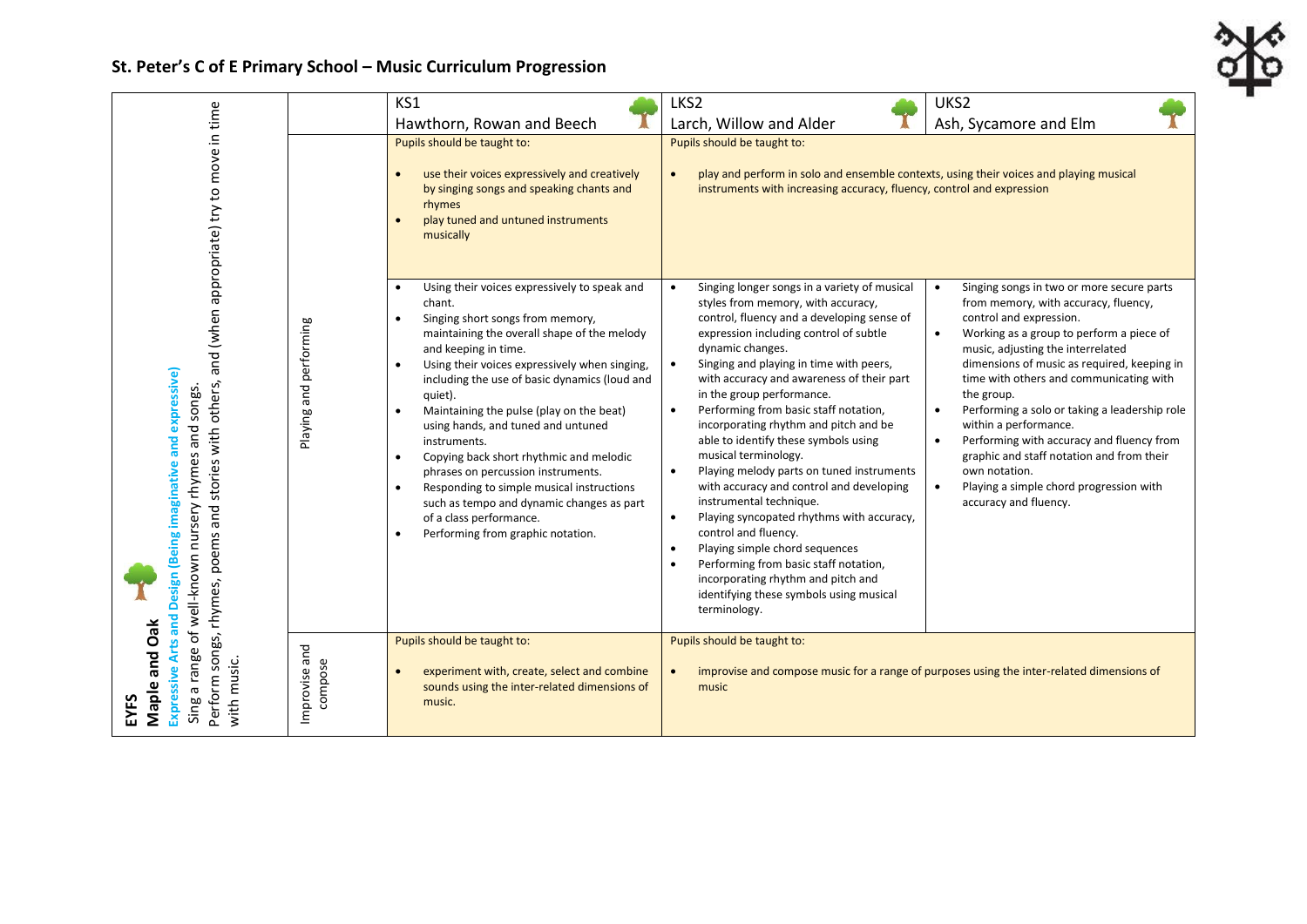## St. Peter's C of E Primary School – Music Curriculum Progression

| EYFS<br>**Maple and Oak**<br>**Expressive Arts and Design (Being imaginative and expressive)**<br>Sing a range of well-known nursery rhymes and songs.<br>Perform songs, rhymes, poems and stories with others, and (when appropriate) try to move in time with music. | | KS1<br>Hawthorn, Rowan and Beech | LKS2<br>Larch, Willow and Alder | UKS2<br>Ash, Sycamore and Elm |
|---|---|---|---|---|
| | Playing and performing | Pupils should be taught to:<br><br>• use their voices expressively and creatively by singing songs and speaking chants and rhymes<br>• play tuned and untuned instruments musically | Pupils should be taught to:<br><br>• play and perform in solo and ensemble contexts, using their voices and playing musical instruments with increasing accuracy, fluency, control and expression | |
| | | • Using their voices expressively to speak and chant.<br>• Singing short songs from memory, maintaining the overall shape of the melody and keeping in time.<br>• Using their voices expressively when singing, including the use of basic dynamics (loud and quiet).<br>• Maintaining the pulse (play on the beat) using hands, and tuned and untuned instruments.<br>• Copying back short rhythmic and melodic phrases on percussion instruments.<br>• Responding to simple musical instructions such as tempo and dynamic changes as part of a class performance.<br>• Performing from graphic notation. | • Singing longer songs in a variety of musical styles from memory, with accuracy, control, fluency and a developing sense of expression including control of subtle dynamic changes.<br>• Singing and playing in time with peers, with accuracy and awareness of their part in the group performance.<br>• Performing from basic staff notation, incorporating rhythm and pitch and be able to identify these symbols using musical terminology.<br>• Playing melody parts on tuned instruments with accuracy and control and developing instrumental technique.<br>• Playing syncopated rhythms with accuracy, control and fluency.<br>• Playing simple chord sequences<br>• Performing from basic staff notation, incorporating rhythm and pitch and identifying these symbols using musical terminology. | • Singing songs in two or more secure parts from memory, with accuracy, fluency, control and expression.<br>• Working as a group to perform a piece of music, adjusting the interrelated dimensions of music as required, keeping in time with others and communicating with the group.<br>• Performing a solo or taking a leadership role within a performance.<br>• Performing with accuracy and fluency from graphic and staff notation and from their own notation.<br>• Playing a simple chord progression with accuracy and fluency. |
| | Improvise and compose | Pupils should be taught to:<br><br>• experiment with, create, select and combine sounds using the inter-related dimensions of music. | Pupils should be taught to:<br><br>• improvise and compose music for a range of purposes using the inter-related dimensions of music | |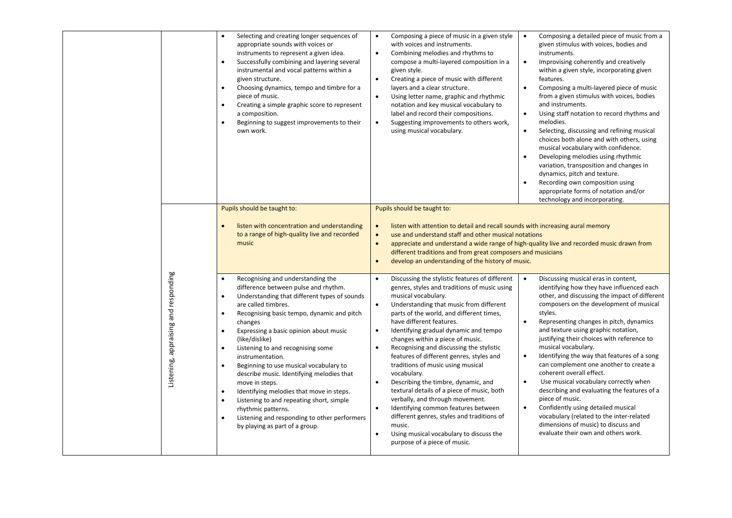| | | | | |
|---|---|---|---|---|
| | | • Selecting and creating longer sequences of appropriate sounds with voices or instruments to represent a given idea.<br>• Successfully combining and layering several instrumental and vocal patterns within a given structure.<br>• Choosing dynamics, tempo and timbre for a piece of music.<br>• Creating a simple graphic score to represent a composition.<br>• Beginning to suggest improvements to their own work. | • Composing a piece of music in a given style with voices and instruments.<br>• Combining melodies and rhythms to compose a multi-layered composition in a given style.<br>• Creating a piece of music with different layers and a clear structure.<br>• Using letter name, graphic and rhythmic notation and key musical vocabulary to label and record their compositions.<br>• Suggesting improvements to others work, using musical vocabulary. | • Composing a detailed piece of music from a given stimulus with voices, bodies and instruments.<br>• Improvising coherently and creatively within a given style, incorporating given features.<br>• Composing a multi-layered piece of music from a given stimulus with voices, bodies and instruments.<br>• Using staff notation to record rhythms and melodies.<br>• Selecting, discussing and refining musical choices both alone and with others, using musical vocabulary with confidence.<br>• Developing melodies using rhythmic variation, transposition and changes in dynamics, pitch and texture.<br>• Recording own composition using appropriate forms of notation and/or technology and incorporating. |
| | Listening, appraising and responding | Pupils should be taught to:<br><br>• listen with concentration and understanding to a range of high-quality live and recorded music | Pupils should be taught to:<br><br>• listen with attention to detail and recall sounds with increasing aural memory<br>• use and understand staff and other musical notations<br>• appreciate and understand a wide range of high-quality live and recorded music drawn from different traditions and from great composers and musicians<br>• develop an understanding of the history of music. | |
| | | • Recognising and understanding the difference between pulse and rhythm.<br>• Understanding that different types of sounds are called timbres.<br>• Recognising basic tempo, dynamic and pitch changes<br>• Expressing a basic opinion about music (like/dislike)<br>• Listening to and recognising some instrumentation.<br>• Beginning to use musical vocabulary to describe music. Identifying melodies that move in steps.<br>• Identifying melodies that move in steps.<br>• Listening to and repeating short, simple rhythmic patterns.<br>• Listening and responding to other performers by playing as part of a group. | • Discussing the stylistic features of different genres, styles and traditions of music using musical vocabulary.<br>• Understanding that music from different parts of the world, and different times, have different features.<br>• Identifying gradual dynamic and tempo changes within a piece of music.<br>• Recognising and discussing the stylistic features of different genres, styles and traditions of music using musical vocabulary.<br>• Describing the timbre, dynamic, and textural details of a piece of music, both verbally, and through movement.<br>• Identifying common features between different genres, styles and traditions of music.<br>• Using musical vocabulary to discuss the purpose of a piece of music. | • Discussing musical eras in content, identifying how they have influenced each other, and discussing the impact of different composers on the development of musical styles.<br>• Representing changes in pitch, dynamics and texture using graphic notation, justifying their choices with reference to musical vocabulary.<br>• Identifying the way that features of a song can complement one another to create a coherent overall effect.<br>• Use musical vocabulary correctly when describing and evaluating the features of a piece of music.<br>• Confidently using detailed musical vocabulary (related to the inter-related dimensions of music) to discuss and evaluate their own and others work. |